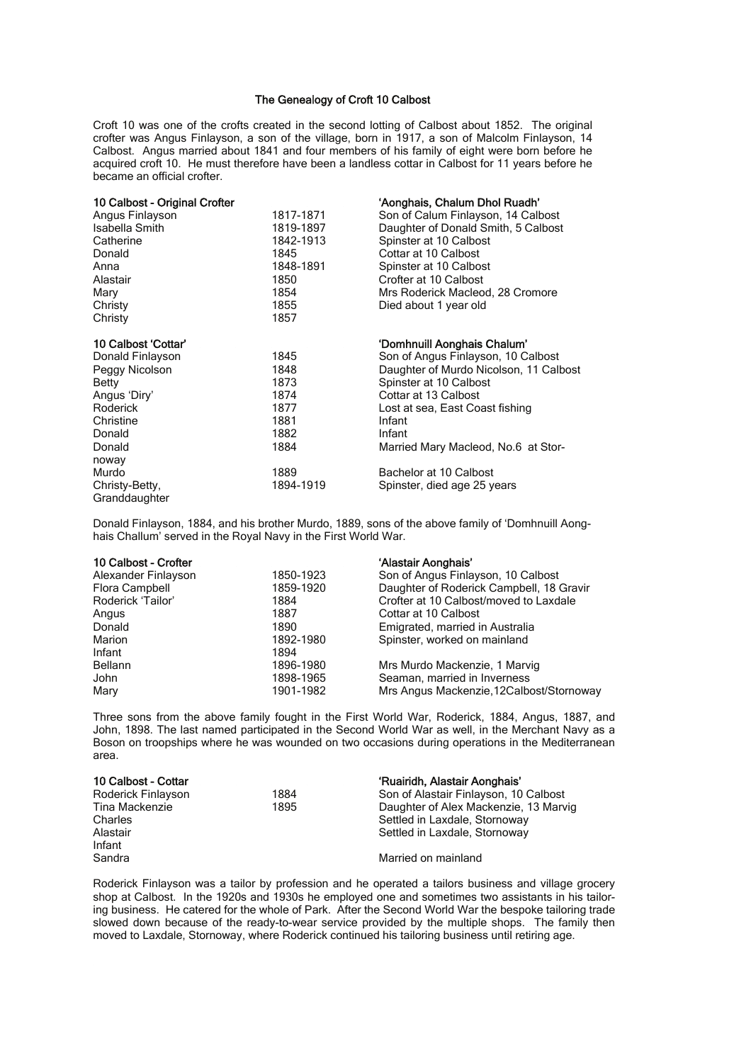## The Genealogy of Croft 10 Calbost

Croft 10 was one of the crofts created in the second lotting of Calbost about 1852. The original crofter was Angus Finlayson, a son of the village, born in 1917, a son of Malcolm Finlayson, 14 Calbost. Angus married about 1841 and four members of his family of eight were born before he acquired croft 10. He must therefore have been a landless cottar in Calbost for 11 years before he became an official crofter.

| **10 Calbost - Original Crofter** | | **'Aonghais, Chalum Dhol Ruadh'** |
|---|---|---|
| Angus Finlayson | 1817-1871 | Son of Calum Finlayson, 14 Calbost |
| Isabella Smith | 1819-1897 | Daughter of Donald Smith, 5 Calbost |
| Catherine | 1842-1913 | Spinster at 10 Calbost |
| Donald | 1845 | Cottar at 10 Calbost |
| Anna | 1848-1891 | Spinster at 10 Calbost |
| Alastair | 1850 | Crofter at 10 Calbost |
| Mary | 1854 | Mrs Roderick Macleod, 28 Cromore |
| Christy | 1855 | Died about 1 year old |
| Christy | 1857 | |

| **10 Calbost 'Cottar'** | | **'Domhnuill Aonghais Chalum'** |
|---|---|---|
| Donald Finlayson | 1845 | Son of Angus Finlayson, 10 Calbost |
| Peggy Nicolson | 1848 | Daughter of Murdo Nicolson, 11 Calbost |
| Betty | 1873 | Spinster at 10 Calbost |
| Angus 'Diry' | 1874 | Cottar at 13 Calbost |
| Roderick | 1877 | Lost at sea, East Coast fishing |
| Christine | 1881 | Infant |
| Donald | 1882 | Infant |
| Donald | 1884 | Married Mary Macleod, No.6 at Stornoway |
| Murdo | 1889 | Bachelor at 10 Calbost |
| Christy-Betty, Granddaughter | 1894-1919 | Spinster, died age 25 years |

Donald Finlayson, 1884, and his brother Murdo, 1889, sons of the above family of 'Domhnuill Aonghais Challum' served in the Royal Navy in the First World War.

| **10 Calbost - Crofter** | | **'Alastair Aonghais'** |
|---|---|---|
| Alexander Finlayson | 1850-1923 | Son of Angus Finlayson, 10 Calbost |
| Flora Campbell | 1859-1920 | Daughter of Roderick Campbell, 18 Gravir |
| Roderick 'Tailor' | 1884 | Crofter at 10 Calbost/moved to Laxdale |
| Angus | 1887 | Cottar at 10 Calbost |
| Donald | 1890 | Emigrated, married in Australia |
| Marion | 1892-1980 | Spinster, worked on mainland |
| Infant | 1894 | |
| Bellann | 1896-1980 | Mrs Murdo Mackenzie, 1 Marvig |
| John | 1898-1965 | Seaman, married in Inverness |
| Mary | 1901-1982 | Mrs Angus Mackenzie,12Calbost/Stornoway |

Three sons from the above family fought in the First World War, Roderick, 1884, Angus, 1887, and John, 1898. The last named participated in the Second World War as well, in the Merchant Navy as a Boson on troopships where he was wounded on two occasions during operations in the Mediterranean area.

| **10 Calbost - Cottar** | | **'Ruairidh, Alastair Aonghais'** |
|---|---|---|
| Roderick Finlayson | 1884 | Son of Alastair Finlayson, 10 Calbost |
| Tina Mackenzie | 1895 | Daughter of Alex Mackenzie, 13 Marvig |
| Charles | | Settled in Laxdale, Stornoway |
| Alastair | | Settled in Laxdale, Stornoway |
| Infant | | |
| Sandra | | Married on mainland |

Roderick Finlayson was a tailor by profession and he operated a tailors business and village grocery shop at Calbost. In the 1920s and 1930s he employed one and sometimes two assistants in his tailoring business. He catered for the whole of Park. After the Second World War the bespoke tailoring trade slowed down because of the ready-to-wear service provided by the multiple shops. The family then moved to Laxdale, Stornoway, where Roderick continued his tailoring business until retiring age.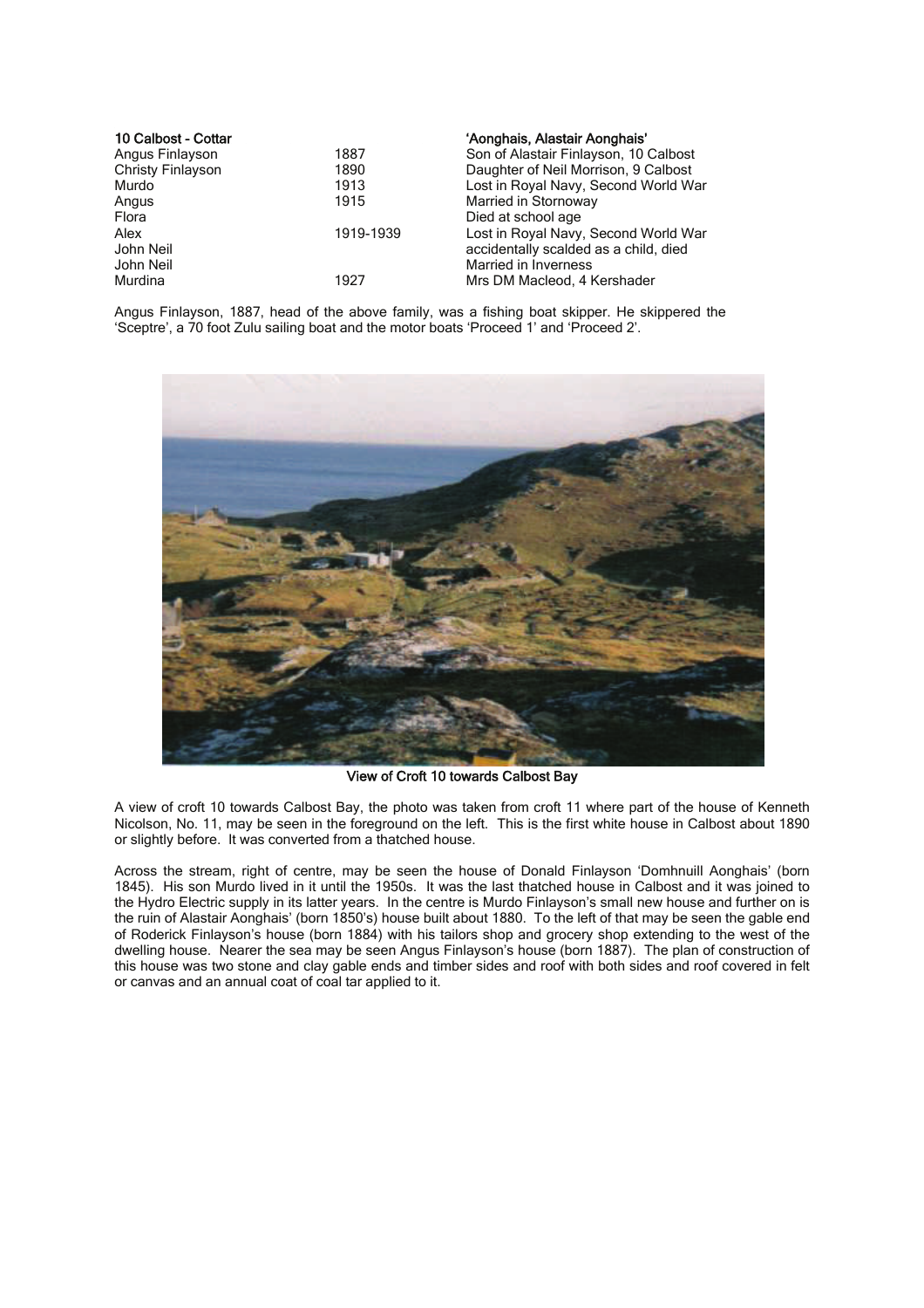| 10 Calbost - Cottar | | 'Aonghais, Alastair Aonghais' |
|---|---|---|
| Angus Finlayson | 1887 | Son of Alastair Finlayson, 10 Calbost |
| Christy Finlayson | 1890 | Daughter of Neil Morrison, 9 Calbost |
| Murdo | 1913 | Lost in Royal Navy, Second World War |
| Angus | 1915 | Married in Stornoway |
| Flora | | Died at school age |
| Alex | 1919-1939 | Lost in Royal Navy, Second World War |
| John Neil | | accidentally scalded as a child, died |
| John Neil | | Married in Inverness |
| Murdina | 1927 | Mrs DM Macleod, 4 Kershader |

Angus Finlayson, 1887, head of the above family, was a fishing boat skipper. He skippered the 'Sceptre', a 70 foot Zulu sailing boat and the motor boats 'Proceed 1' and 'Proceed 2'.

**View of Croft 10 towards Calbost Bay**

A view of croft 10 towards Calbost Bay, the photo was taken from croft 11 where part of the house of Kenneth Nicolson, No. 11, may be seen in the foreground on the left. This is the first white house in Calbost about 1890 or slightly before. It was converted from a thatched house.

Across the stream, right of centre, may be seen the house of Donald Finlayson 'Domhnuill Aonghais' (born 1845). His son Murdo lived in it until the 1950s. It was the last thatched house in Calbost and it was joined to the Hydro Electric supply in its latter years. In the centre is Murdo Finlayson's small new house and further on is the ruin of Alastair Aonghais' (born 1850's) house built about 1880. To the left of that may be seen the gable end of Roderick Finlayson's house (born 1884) with his tailors shop and grocery shop extending to the west of the dwelling house. Nearer the sea may be seen Angus Finlayson's house (born 1887). The plan of construction of this house was two stone and clay gable ends and timber sides and roof with both sides and roof covered in felt or canvas and an annual coat of coal tar applied to it.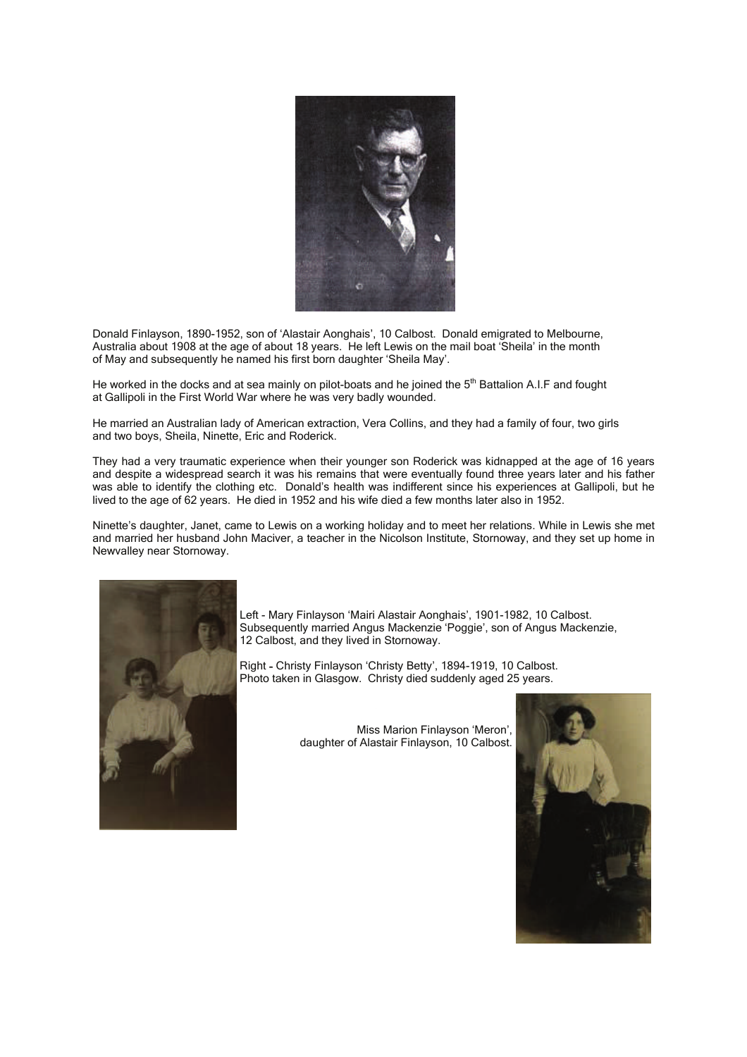Donald Finlayson, 1890-1952, son of 'Alastair Aonghais', 10 Calbost. Donald emigrated to Melbourne, Australia about 1908 at the age of about 18 years. He left Lewis on the mail boat 'Sheila' in the month of May and subsequently he named his first born daughter 'Sheila May'.

He worked in the docks and at sea mainly on pilot-boats and he joined the 5th Battalion A.I.F and fought at Gallipoli in the First World War where he was very badly wounded.

He married an Australian lady of American extraction, Vera Collins, and they had a family of four, two girls and two boys, Sheila, Ninette, Eric and Roderick.

They had a very traumatic experience when their younger son Roderick was kidnapped at the age of 16 years and despite a widespread search it was his remains that were eventually found three years later and his father was able to identify the clothing etc. Donald's health was indifferent since his experiences at Gallipoli, but he lived to the age of 62 years. He died in 1952 and his wife died a few months later also in 1952.

Ninette's daughter, Janet, came to Lewis on a working holiday and to meet her relations. While in Lewis she met and married her husband John Maciver, a teacher in the Nicolson Institute, Stornoway, and they set up home in Newvalley near Stornoway.

Left - Mary Finlayson 'Mairi Alastair Aonghais', 1901-1982, 10 Calbost. Subsequently married Angus Mackenzie 'Poggie', son of Angus Mackenzie, 12 Calbost, and they lived in Stornoway.

Right - Christy Finlayson 'Christy Betty', 1894-1919, 10 Calbost. Photo taken in Glasgow. Christy died suddenly aged 25 years.

Miss Marion Finlayson 'Meron', daughter of Alastair Finlayson, 10 Calbost.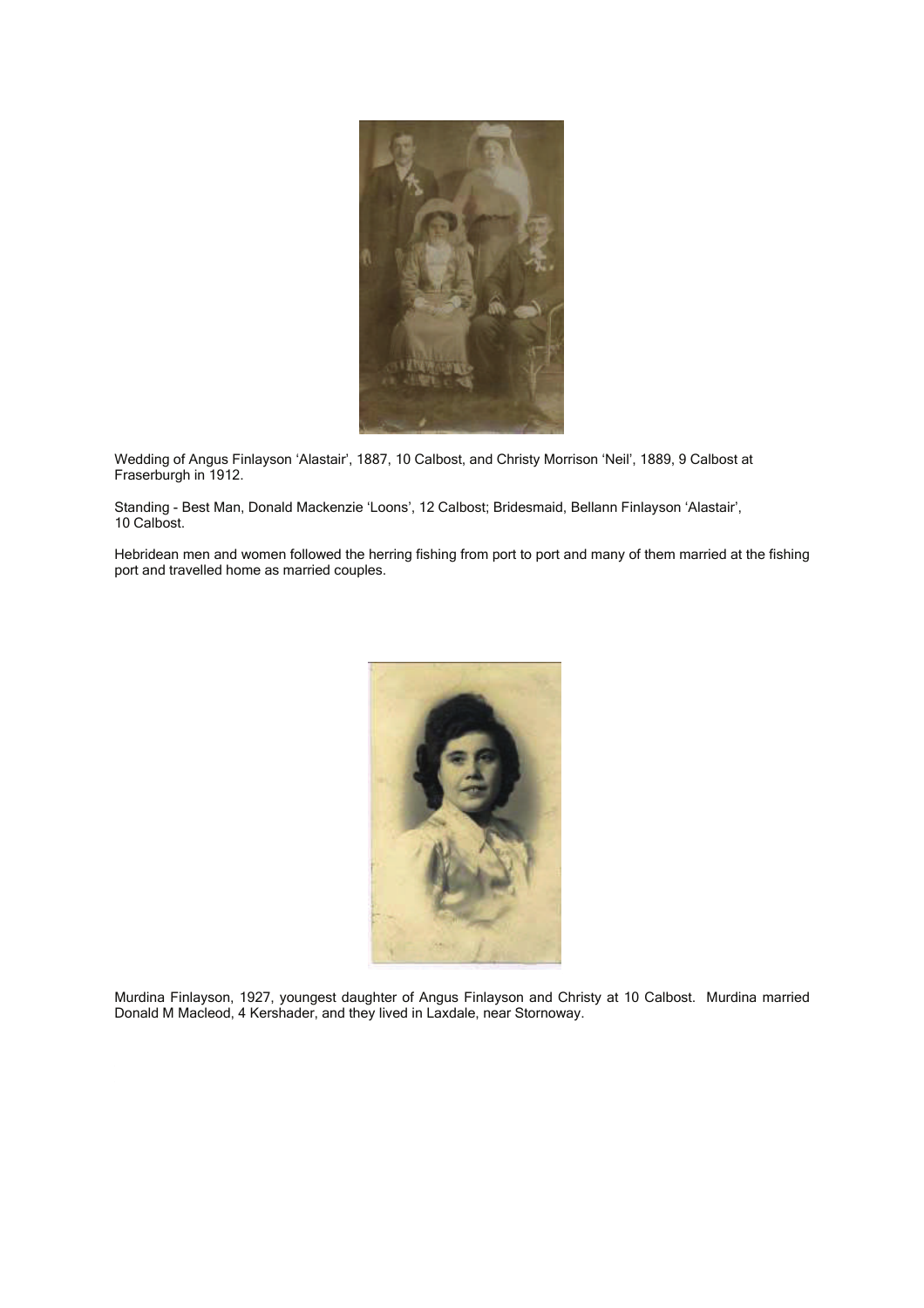Wedding of Angus Finlayson 'Alastair', 1887, 10 Calbost, and Christy Morrison 'Neil', 1889, 9 Calbost at Fraserburgh in 1912.

Standing - Best Man, Donald Mackenzie 'Loons', 12 Calbost; Bridesmaid, Bellann Finlayson 'Alastair', 10 Calbost.

Hebridean men and women followed the herring fishing from port to port and many of them married at the fishing port and travelled home as married couples.

Murdina Finlayson, 1927, youngest daughter of Angus Finlayson and Christy at 10 Calbost. Murdina married Donald M Macleod, 4 Kershader, and they lived in Laxdale, near Stornoway.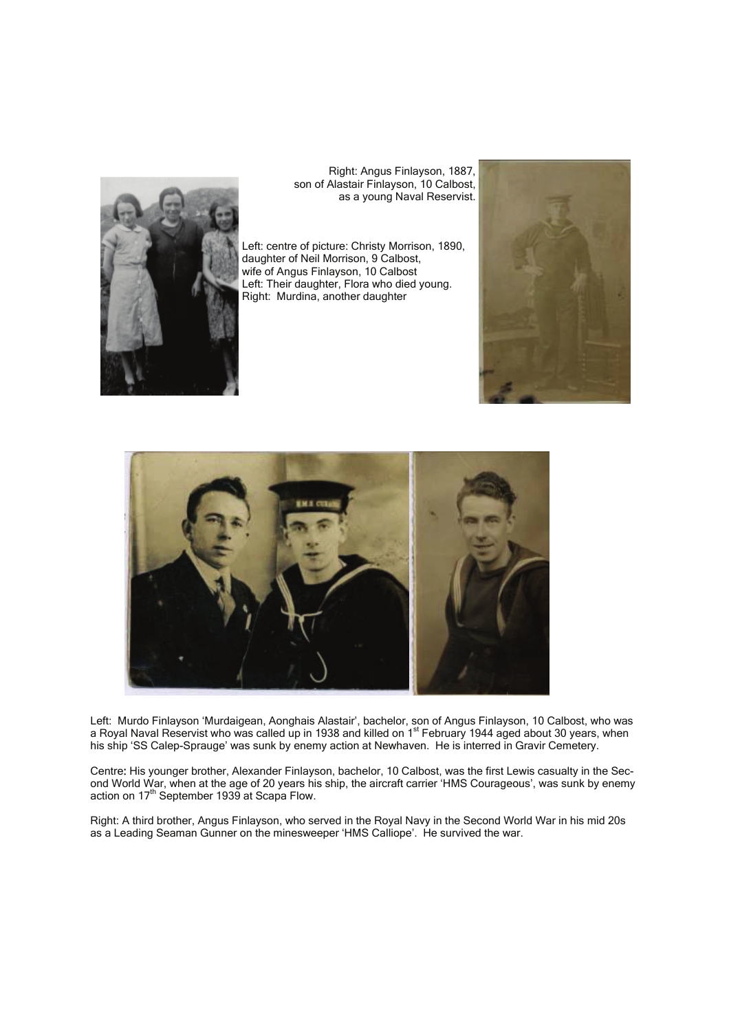Right: Angus Finlayson, 1887, son of Alastair Finlayson, 10 Calbost, as a young Naval Reservist.

Left: centre of picture: Christy Morrison, 1890, daughter of Neil Morrison, 9 Calbost, wife of Angus Finlayson, 10 Calbost
Left: Their daughter, Flora who died young.
Right: Murdina, another daughter

Left: Murdo Finlayson 'Murdaigean, Aonghais Alastair', bachelor, son of Angus Finlayson, 10 Calbost, who was a Royal Naval Reservist who was called up in 1938 and killed on 1st February 1944 aged about 30 years, when his ship 'SS Calep-Sprauge' was sunk by enemy action at Newhaven. He is interred in Gravir Cemetery.

Centre**:** His younger brother, Alexander Finlayson, bachelor, 10 Calbost, was the first Lewis casualty in the Second World War, when at the age of 20 years his ship, the aircraft carrier 'HMS Courageous', was sunk by enemy action on 17th September 1939 at Scapa Flow.

Right: A third brother, Angus Finlayson, who served in the Royal Navy in the Second World War in his mid 20s as a Leading Seaman Gunner on the minesweeper 'HMS Calliope'. He survived the war.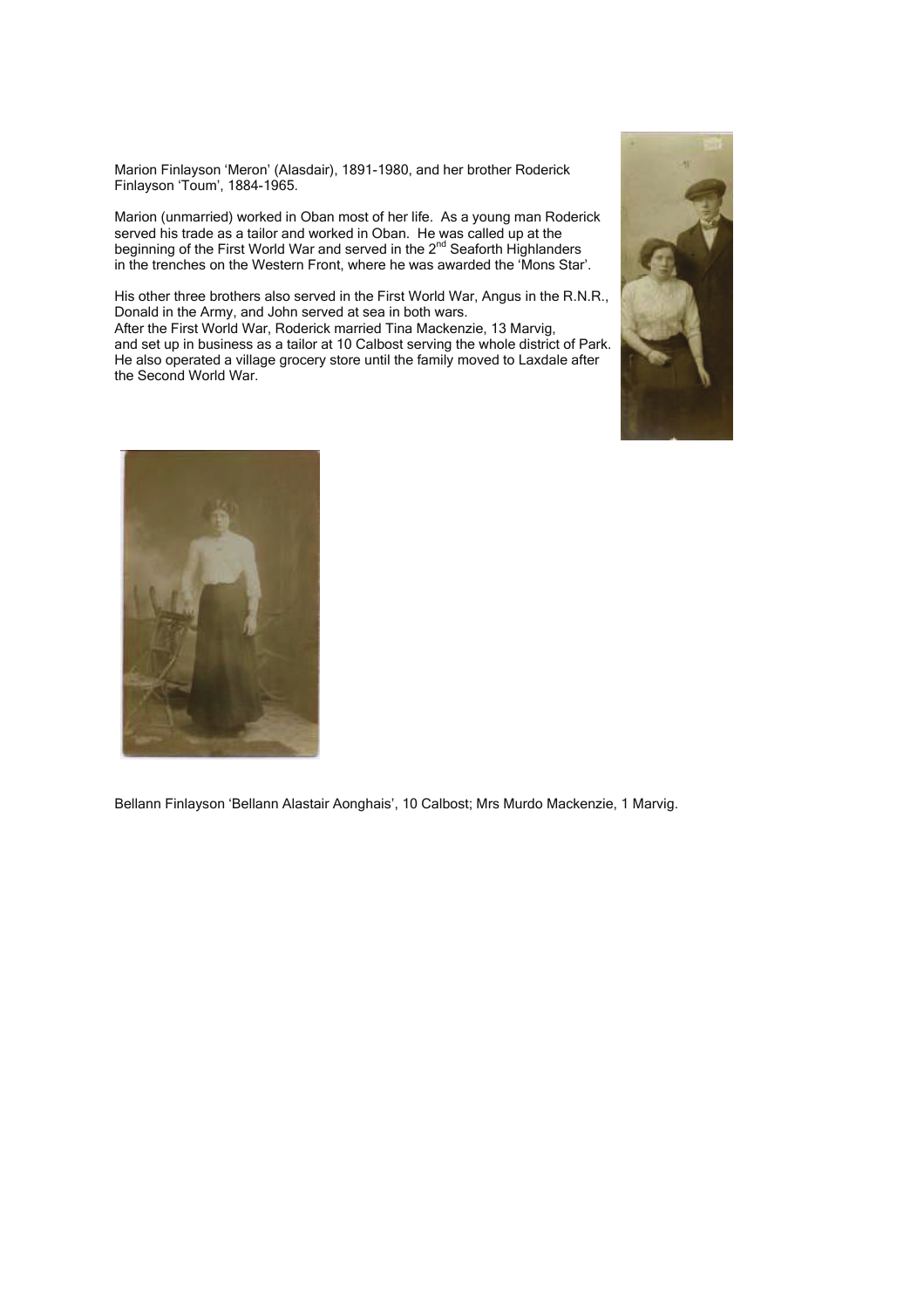Marion Finlayson 'Meron' (Alasdair), 1891-1980, and her brother Roderick Finlayson 'Toum', 1884-1965.

Marion (unmarried) worked in Oban most of her life. As a young man Roderick served his trade as a tailor and worked in Oban. He was called up at the beginning of the First World War and served in the 2nd Seaforth Highlanders in the trenches on the Western Front, where he was awarded the 'Mons Star'.

His other three brothers also served in the First World War, Angus in the R.N.R., Donald in the Army, and John served at sea in both wars.
After the First World War, Roderick married Tina Mackenzie, 13 Marvig, and set up in business as a tailor at 10 Calbost serving the whole district of Park. He also operated a village grocery store until the family moved to Laxdale after the Second World War.

Bellann Finlayson 'Bellann Alastair Aonghais', 10 Calbost; Mrs Murdo Mackenzie, 1 Marvig.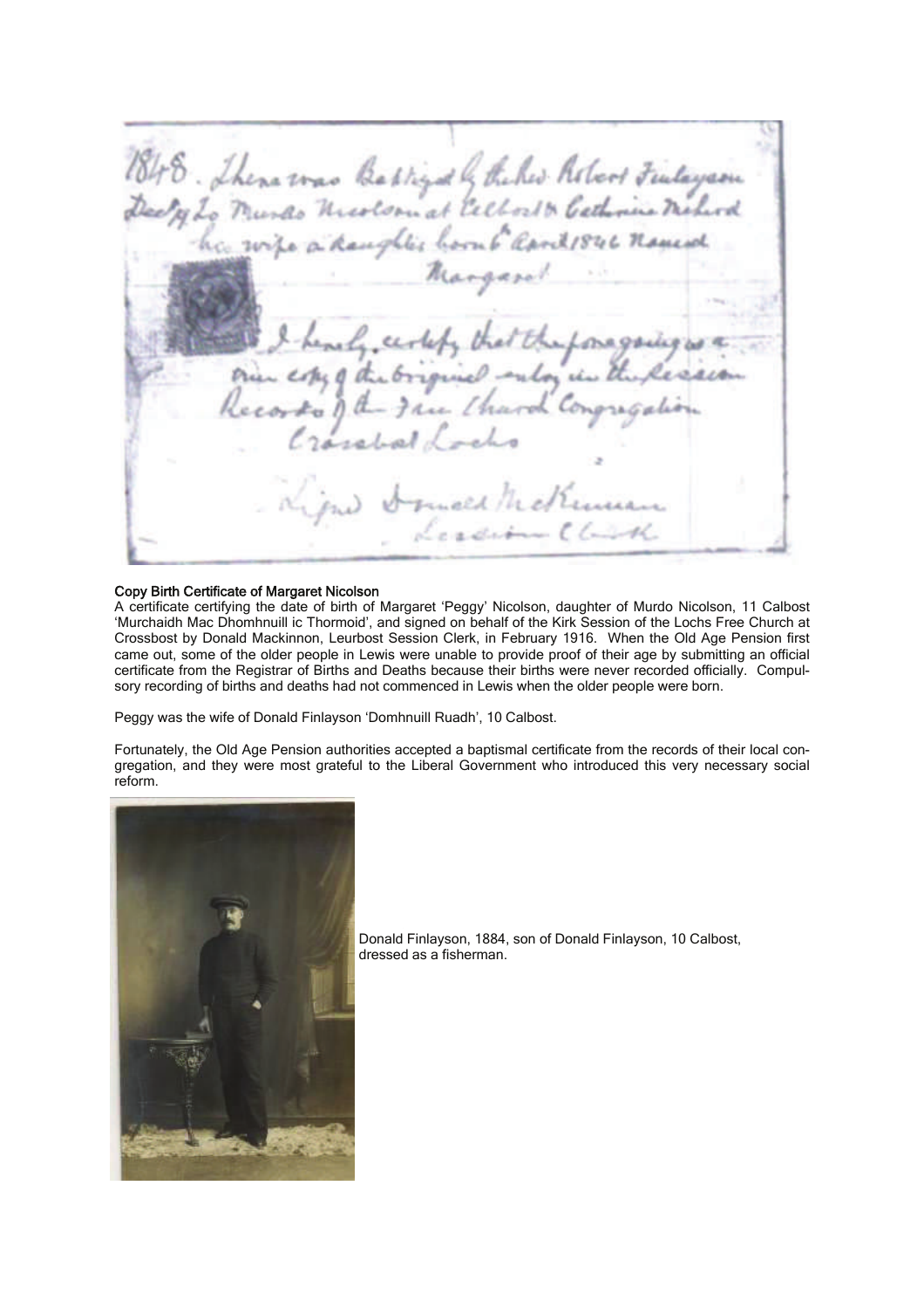### Copy Birth Certificate of Margaret Nicolson

A certificate certifying the date of birth of Margaret 'Peggy' Nicolson, daughter of Murdo Nicolson, 11 Calbost 'Murchaidh Mac Dhomhnuill ic Thormoid', and signed on behalf of the Kirk Session of the Lochs Free Church at Crossbost by Donald Mackinnon, Leurbost Session Clerk, in February 1916. When the Old Age Pension first came out, some of the older people in Lewis were unable to provide proof of their age by submitting an official certificate from the Registrar of Births and Deaths because their births were never recorded officially. Compulsory recording of births and deaths had not commenced in Lewis when the older people were born.

Peggy was the wife of Donald Finlayson 'Domhnuill Ruadh', 10 Calbost.

Fortunately, the Old Age Pension authorities accepted a baptismal certificate from the records of their local congregation, and they were most grateful to the Liberal Government who introduced this very necessary social reform.

Donald Finlayson, 1884, son of Donald Finlayson, 10 Calbost, dressed as a fisherman.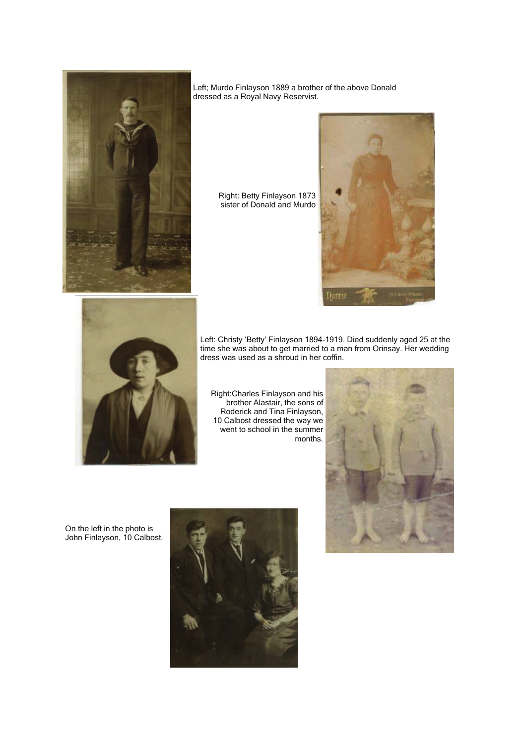Left; Murdo Finlayson 1889 a brother of the above Donald dressed as a Royal Navy Reservist.

Right: Betty Finlayson 1873 sister of Donald and Murdo

Left: Christy 'Betty' Finlayson 1894-1919. Died suddenly aged 25 at the time she was about to get married to a man from Orinsay. Her wedding dress was used as a shroud in her coffin.

Right:Charles Finlayson and his brother Alastair, the sons of Roderick and Tina Finlayson, 10 Calbost dressed the way we went to school in the summer months.

On the left in the photo is John Finlayson, 10 Calbost.